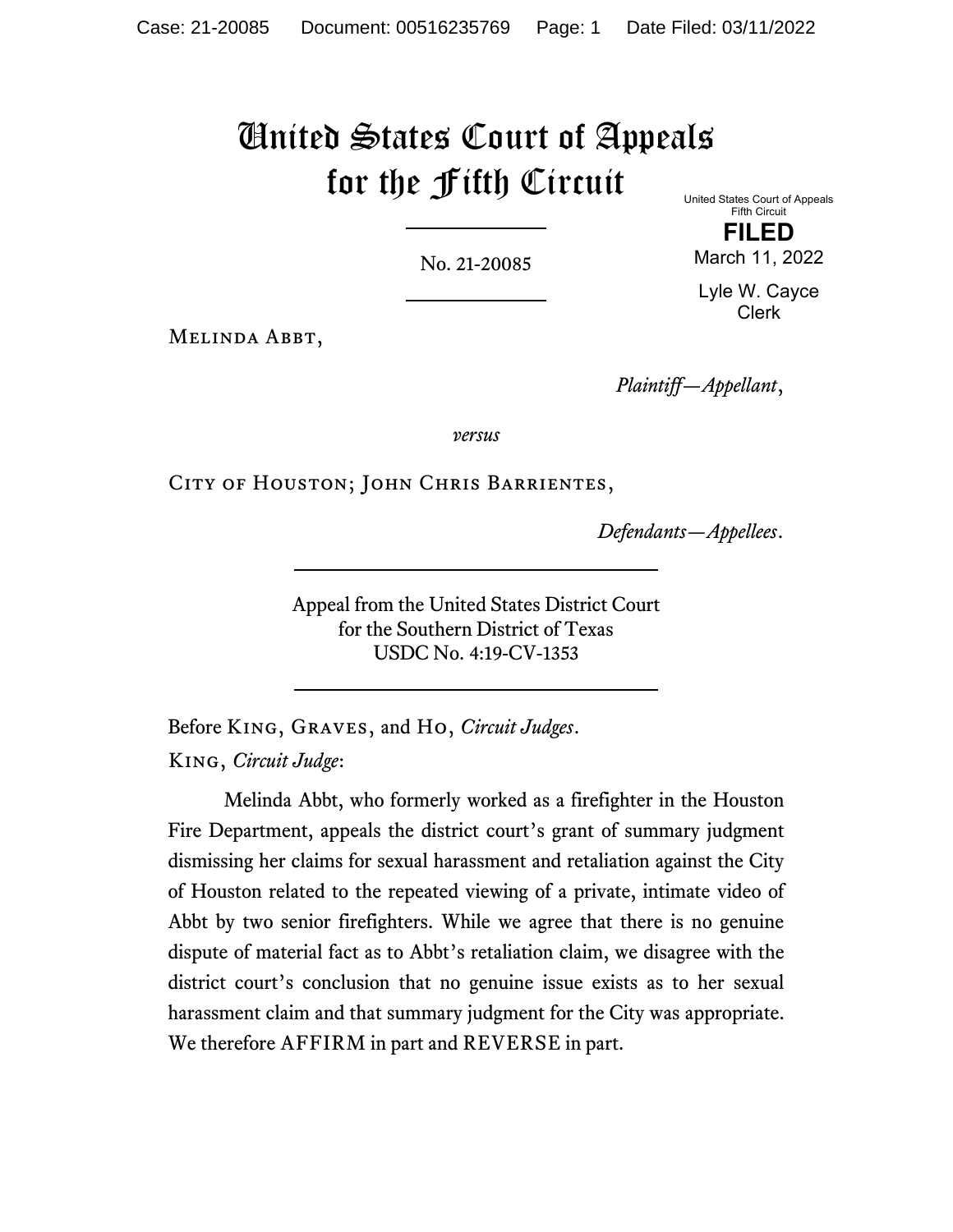# United States Court of Appeals for the Fifth Circuit

United States Court of Appeals
Fifth Circuit

**FILED**

March 11, 2022

Lyle W. Cayce
Clerk

No. 21-20085

Melinda Abbt,

*Plaintiff—Appellant*,

*versus*

City of Houston; John Chris Barrientes,

*Defendants—Appellees*.

Appeal from the United States District Court
for the Southern District of Texas
USDC No. 4:19-CV-1353

Before King, Graves, and Ho, *Circuit Judges*.

King, *Circuit Judge*:

Melinda Abbt, who formerly worked as a firefighter in the Houston Fire Department, appeals the district court's grant of summary judgment dismissing her claims for sexual harassment and retaliation against the City of Houston related to the repeated viewing of a private, intimate video of Abbt by two senior firefighters. While we agree that there is no genuine dispute of material fact as to Abbt's retaliation claim, we disagree with the district court's conclusion that no genuine issue exists as to her sexual harassment claim and that summary judgment for the City was appropriate. We therefore AFFIRM in part and REVERSE in part.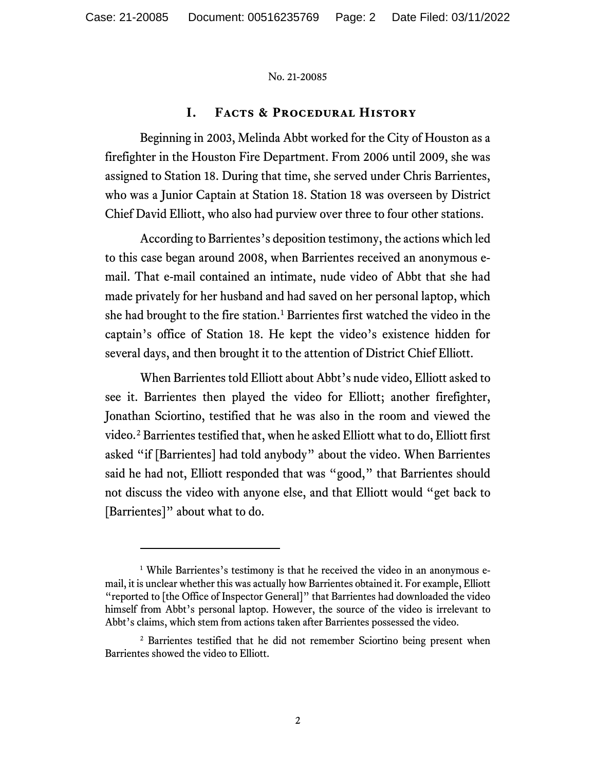## I. Facts & Procedural History

Beginning in 2003, Melinda Abbt worked for the City of Houston as a firefighter in the Houston Fire Department. From 2006 until 2009, she was assigned to Station 18. During that time, she served under Chris Barrientes, who was a Junior Captain at Station 18. Station 18 was overseen by District Chief David Elliott, who also had purview over three to four other stations.

According to Barrientes's deposition testimony, the actions which led to this case began around 2008, when Barrientes received an anonymous e-mail. That e-mail contained an intimate, nude video of Abbt that she had made privately for her husband and had saved on her personal laptop, which she had brought to the fire station.[1] Barrientes first watched the video in the captain's office of Station 18. He kept the video's existence hidden for several days, and then brought it to the attention of District Chief Elliott.

When Barrientes told Elliott about Abbt's nude video, Elliott asked to see it. Barrientes then played the video for Elliott; another firefighter, Jonathan Sciortino, testified that he was also in the room and viewed the video.[2] Barrientes testified that, when he asked Elliott what to do, Elliott first asked "if [Barrientes] had told anybody" about the video. When Barrientes said he had not, Elliott responded that was "good," that Barrientes should not discuss the video with anyone else, and that Elliott would "get back to [Barrientes]" about what to do.

---

[1] While Barrientes's testimony is that he received the video in an anonymous e-mail, it is unclear whether this was actually how Barrientes obtained it. For example, Elliott "reported to [the Office of Inspector General]" that Barrientes had downloaded the video himself from Abbt's personal laptop. However, the source of the video is irrelevant to Abbt's claims, which stem from actions taken after Barrientes possessed the video.

[2] Barrientes testified that he did not remember Sciortino being present when Barrientes showed the video to Elliott.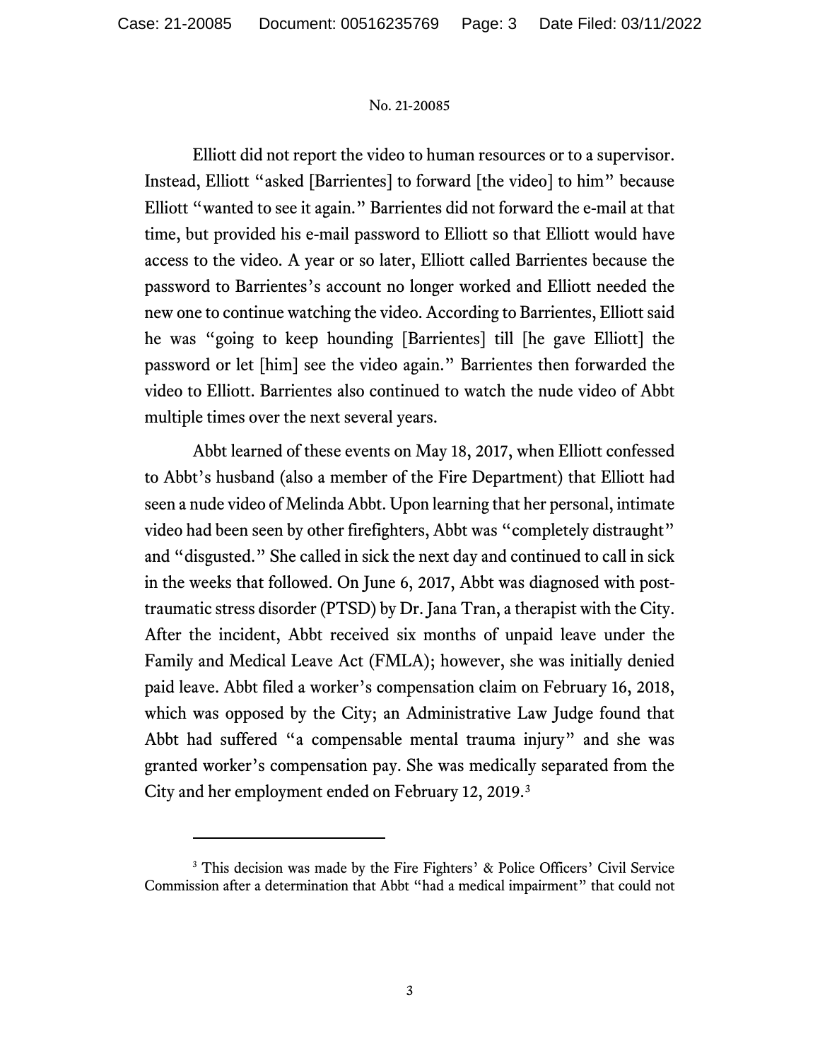Elliott did not report the video to human resources or to a supervisor. Instead, Elliott "asked [Barrientes] to forward [the video] to him" because Elliott "wanted to see it again." Barrientes did not forward the e-mail at that time, but provided his e-mail password to Elliott so that Elliott would have access to the video. A year or so later, Elliott called Barrientes because the password to Barrientes's account no longer worked and Elliott needed the new one to continue watching the video. According to Barrientes, Elliott said he was "going to keep hounding [Barrientes] till [he gave Elliott] the password or let [him] see the video again." Barrientes then forwarded the video to Elliott. Barrientes also continued to watch the nude video of Abbt multiple times over the next several years.

Abbt learned of these events on May 18, 2017, when Elliott confessed to Abbt's husband (also a member of the Fire Department) that Elliott had seen a nude video of Melinda Abbt. Upon learning that her personal, intimate video had been seen by other firefighters, Abbt was "completely distraught" and "disgusted." She called in sick the next day and continued to call in sick in the weeks that followed. On June 6, 2017, Abbt was diagnosed with post-traumatic stress disorder (PTSD) by Dr. Jana Tran, a therapist with the City. After the incident, Abbt received six months of unpaid leave under the Family and Medical Leave Act (FMLA); however, she was initially denied paid leave. Abbt filed a worker's compensation claim on February 16, 2018, which was opposed by the City; an Administrative Law Judge found that Abbt had suffered "a compensable mental trauma injury" and she was granted worker's compensation pay. She was medically separated from the City and her employment ended on February 12, 2019.[3]

---

[3] This decision was made by the Fire Fighters' & Police Officers' Civil Service Commission after a determination that Abbt "had a medical impairment" that could not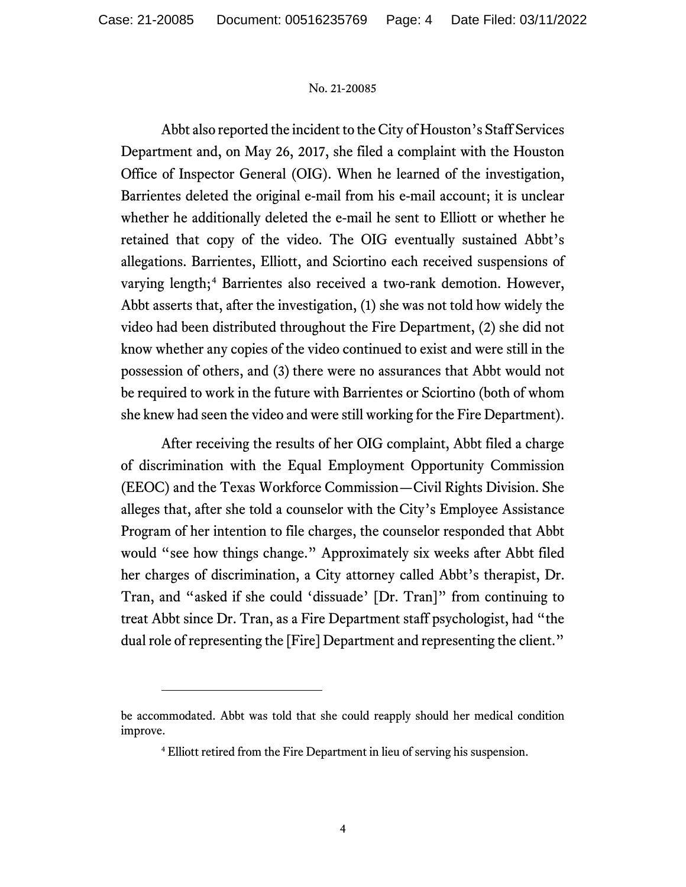Abbt also reported the incident to the City of Houston's Staff Services Department and, on May 26, 2017, she filed a complaint with the Houston Office of Inspector General (OIG). When he learned of the investigation, Barrientes deleted the original e-mail from his e-mail account; it is unclear whether he additionally deleted the e-mail he sent to Elliott or whether he retained that copy of the video. The OIG eventually sustained Abbt's allegations. Barrientes, Elliott, and Sciortino each received suspensions of varying length;[4] Barrientes also received a two-rank demotion. However, Abbt asserts that, after the investigation, (1) she was not told how widely the video had been distributed throughout the Fire Department, (2) she did not know whether any copies of the video continued to exist and were still in the possession of others, and (3) there were no assurances that Abbt would not be required to work in the future with Barrientes or Sciortino (both of whom she knew had seen the video and were still working for the Fire Department).

After receiving the results of her OIG complaint, Abbt filed a charge of discrimination with the Equal Employment Opportunity Commission (EEOC) and the Texas Workforce Commission—Civil Rights Division. She alleges that, after she told a counselor with the City's Employee Assistance Program of her intention to file charges, the counselor responded that Abbt would "see how things change." Approximately six weeks after Abbt filed her charges of discrimination, a City attorney called Abbt's therapist, Dr. Tran, and "asked if she could 'dissuade' [Dr. Tran]" from continuing to treat Abbt since Dr. Tran, as a Fire Department staff psychologist, had "the dual role of representing the [Fire] Department and representing the client."

---

be accommodated. Abbt was told that she could reapply should her medical condition improve.

[4] Elliott retired from the Fire Department in lieu of serving his suspension.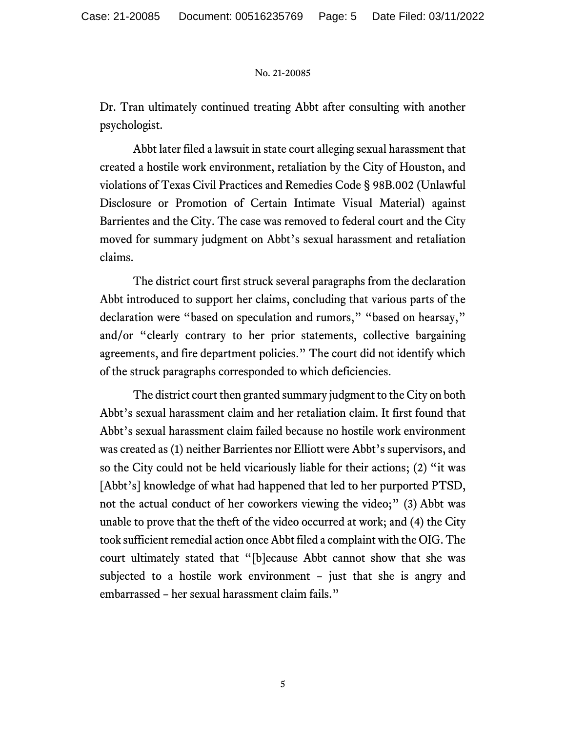Dr. Tran ultimately continued treating Abbt after consulting with another psychologist.

Abbt later filed a lawsuit in state court alleging sexual harassment that created a hostile work environment, retaliation by the City of Houston, and violations of Texas Civil Practices and Remedies Code § 98B.002 (Unlawful Disclosure or Promotion of Certain Intimate Visual Material) against Barrientes and the City. The case was removed to federal court and the City moved for summary judgment on Abbt's sexual harassment and retaliation claims.

The district court first struck several paragraphs from the declaration Abbt introduced to support her claims, concluding that various parts of the declaration were "based on speculation and rumors," "based on hearsay," and/or "clearly contrary to her prior statements, collective bargaining agreements, and fire department policies." The court did not identify which of the struck paragraphs corresponded to which deficiencies.

The district court then granted summary judgment to the City on both Abbt's sexual harassment claim and her retaliation claim. It first found that Abbt's sexual harassment claim failed because no hostile work environment was created as (1) neither Barrientes nor Elliott were Abbt's supervisors, and so the City could not be held vicariously liable for their actions; (2) "it was [Abbt's] knowledge of what had happened that led to her purported PTSD, not the actual conduct of her coworkers viewing the video;" (3) Abbt was unable to prove that the theft of the video occurred at work; and (4) the City took sufficient remedial action once Abbt filed a complaint with the OIG. The court ultimately stated that "[b]ecause Abbt cannot show that she was subjected to a hostile work environment – just that she is angry and embarrassed – her sexual harassment claim fails."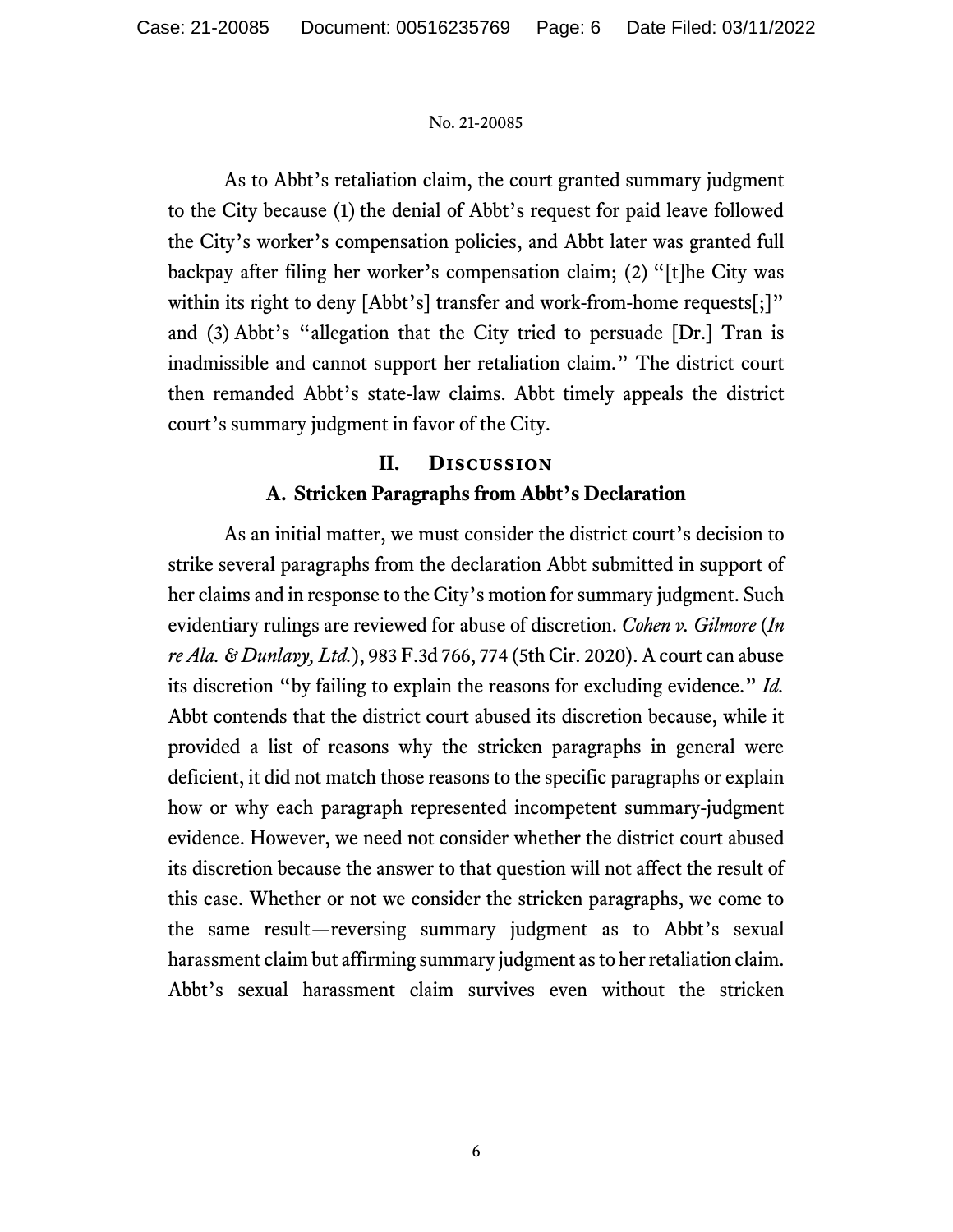As to Abbt's retaliation claim, the court granted summary judgment to the City because (1) the denial of Abbt's request for paid leave followed the City's worker's compensation policies, and Abbt later was granted full backpay after filing her worker's compensation claim; (2) "[t]he City was within its right to deny [Abbt's] transfer and work-from-home requests[;]" and (3) Abbt's "allegation that the City tried to persuade [Dr.] Tran is inadmissible and cannot support her retaliation claim." The district court then remanded Abbt's state-law claims. Abbt timely appeals the district court's summary judgment in favor of the City.

## II. Discussion

### A. Stricken Paragraphs from Abbt's Declaration

As an initial matter, we must consider the district court's decision to strike several paragraphs from the declaration Abbt submitted in support of her claims and in response to the City's motion for summary judgment. Such evidentiary rulings are reviewed for abuse of discretion. *Cohen v. Gilmore* (*In re Ala. & Dunlavy, Ltd.*), 983 F.3d 766, 774 (5th Cir. 2020). A court can abuse its discretion "by failing to explain the reasons for excluding evidence." *Id.* Abbt contends that the district court abused its discretion because, while it provided a list of reasons why the stricken paragraphs in general were deficient, it did not match those reasons to the specific paragraphs or explain how or why each paragraph represented incompetent summary-judgment evidence. However, we need not consider whether the district court abused its discretion because the answer to that question will not affect the result of this case. Whether or not we consider the stricken paragraphs, we come to the same result—reversing summary judgment as to Abbt's sexual harassment claim but affirming summary judgment as to her retaliation claim. Abbt's sexual harassment claim survives even without the stricken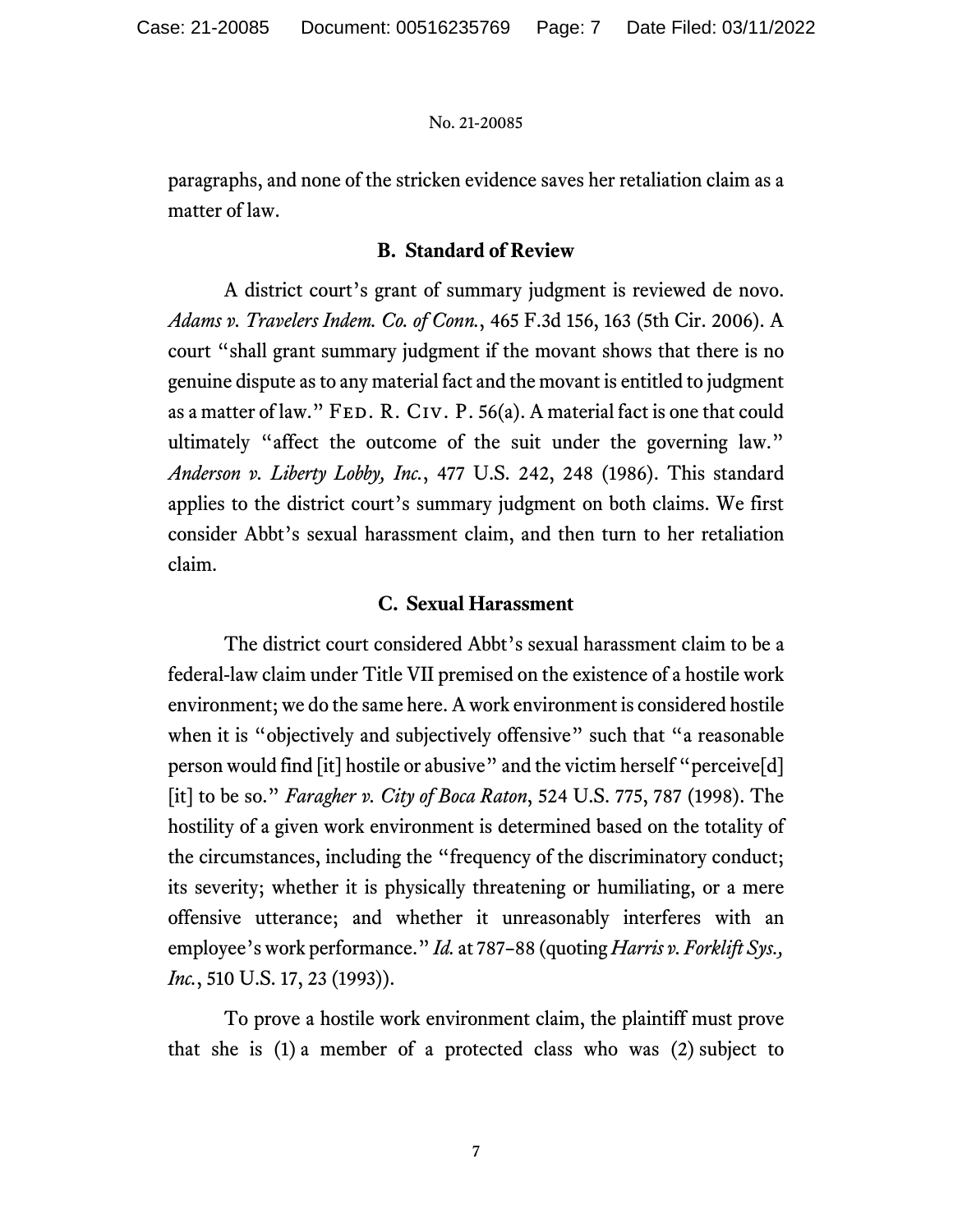paragraphs, and none of the stricken evidence saves her retaliation claim as a matter of law.

### B. Standard of Review

A district court's grant of summary judgment is reviewed de novo. *Adams v. Travelers Indem. Co. of Conn.*, 465 F.3d 156, 163 (5th Cir. 2006). A court "shall grant summary judgment if the movant shows that there is no genuine dispute as to any material fact and the movant is entitled to judgment as a matter of law." FED. R. CIV. P. 56(a). A material fact is one that could ultimately "affect the outcome of the suit under the governing law." *Anderson v. Liberty Lobby, Inc.*, 477 U.S. 242, 248 (1986). This standard applies to the district court's summary judgment on both claims. We first consider Abbt's sexual harassment claim, and then turn to her retaliation claim.

### C. Sexual Harassment

The district court considered Abbt's sexual harassment claim to be a federal-law claim under Title VII premised on the existence of a hostile work environment; we do the same here. A work environment is considered hostile when it is "objectively and subjectively offensive" such that "a reasonable person would find [it] hostile or abusive" and the victim herself "perceive[d] [it] to be so." *Faragher v. City of Boca Raton*, 524 U.S. 775, 787 (1998). The hostility of a given work environment is determined based on the totality of the circumstances, including the "frequency of the discriminatory conduct; its severity; whether it is physically threatening or humiliating, or a mere offensive utterance; and whether it unreasonably interferes with an employee's work performance." *Id.* at 787–88 (quoting *Harris v. Forklift Sys., Inc.*, 510 U.S. 17, 23 (1993)).

To prove a hostile work environment claim, the plaintiff must prove that she is (1) a member of a protected class who was (2) subject to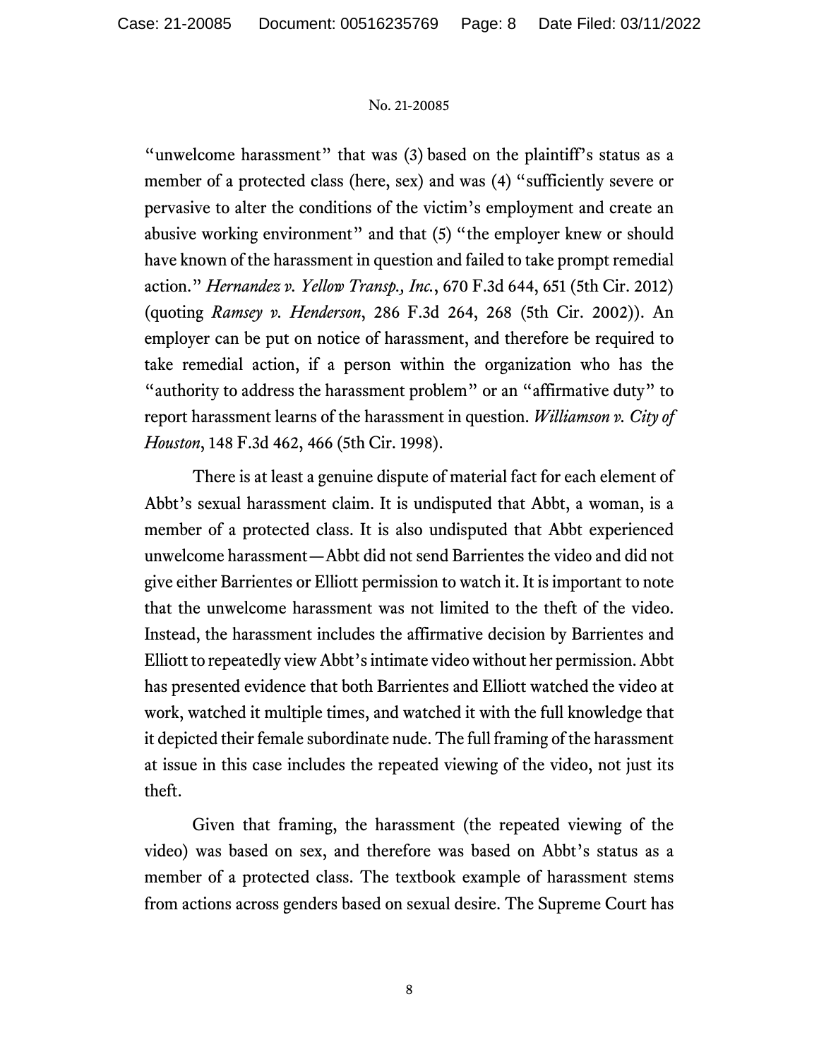"unwelcome harassment" that was (3) based on the plaintiff's status as a member of a protected class (here, sex) and was (4) "sufficiently severe or pervasive to alter the conditions of the victim's employment and create an abusive working environment" and that (5) "the employer knew or should have known of the harassment in question and failed to take prompt remedial action." *Hernandez v. Yellow Transp., Inc.*, 670 F.3d 644, 651 (5th Cir. 2012) (quoting *Ramsey v. Henderson*, 286 F.3d 264, 268 (5th Cir. 2002)). An employer can be put on notice of harassment, and therefore be required to take remedial action, if a person within the organization who has the "authority to address the harassment problem" or an "affirmative duty" to report harassment learns of the harassment in question. *Williamson v. City of Houston*, 148 F.3d 462, 466 (5th Cir. 1998).

There is at least a genuine dispute of material fact for each element of Abbt's sexual harassment claim. It is undisputed that Abbt, a woman, is a member of a protected class. It is also undisputed that Abbt experienced unwelcome harassment—Abbt did not send Barrientes the video and did not give either Barrientes or Elliott permission to watch it. It is important to note that the unwelcome harassment was not limited to the theft of the video. Instead, the harassment includes the affirmative decision by Barrientes and Elliott to repeatedly view Abbt's intimate video without her permission. Abbt has presented evidence that both Barrientes and Elliott watched the video at work, watched it multiple times, and watched it with the full knowledge that it depicted their female subordinate nude. The full framing of the harassment at issue in this case includes the repeated viewing of the video, not just its theft.

Given that framing, the harassment (the repeated viewing of the video) was based on sex, and therefore was based on Abbt's status as a member of a protected class. The textbook example of harassment stems from actions across genders based on sexual desire. The Supreme Court has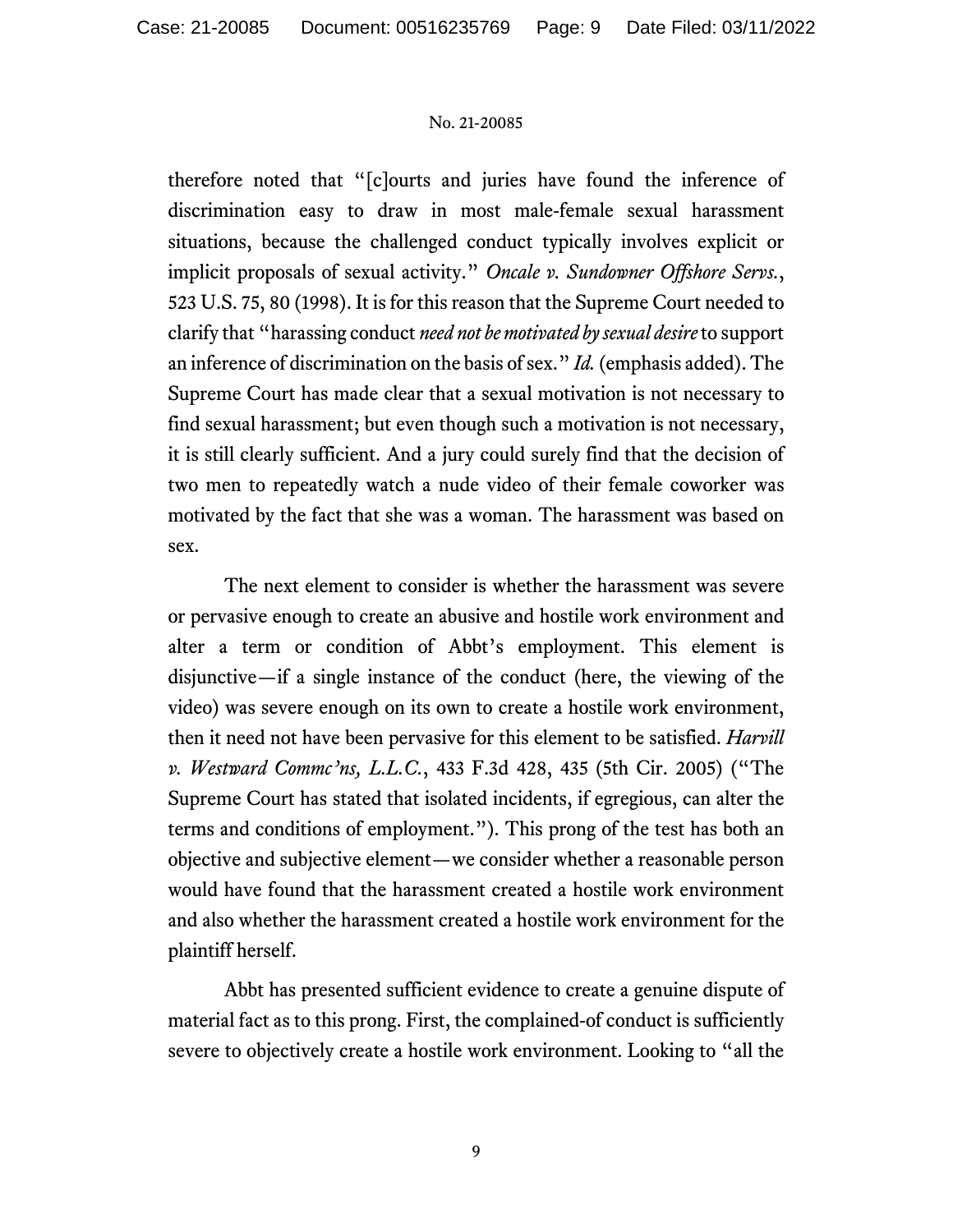therefore noted that "[c]ourts and juries have found the inference of discrimination easy to draw in most male-female sexual harassment situations, because the challenged conduct typically involves explicit or implicit proposals of sexual activity." *Oncale v. Sundowner Offshore Servs.*, 523 U.S. 75, 80 (1998). It is for this reason that the Supreme Court needed to clarify that "harassing conduct *need not be motivated by sexual desire* to support an inference of discrimination on the basis of sex." *Id.* (emphasis added). The Supreme Court has made clear that a sexual motivation is not necessary to find sexual harassment; but even though such a motivation is not necessary, it is still clearly sufficient. And a jury could surely find that the decision of two men to repeatedly watch a nude video of their female coworker was motivated by the fact that she was a woman. The harassment was based on sex.

The next element to consider is whether the harassment was severe or pervasive enough to create an abusive and hostile work environment and alter a term or condition of Abbt's employment. This element is disjunctive—if a single instance of the conduct (here, the viewing of the video) was severe enough on its own to create a hostile work environment, then it need not have been pervasive for this element to be satisfied. *Harvill v. Westward Commc'ns, L.L.C.*, 433 F.3d 428, 435 (5th Cir. 2005) ("The Supreme Court has stated that isolated incidents, if egregious, can alter the terms and conditions of employment."). This prong of the test has both an objective and subjective element—we consider whether a reasonable person would have found that the harassment created a hostile work environment and also whether the harassment created a hostile work environment for the plaintiff herself.

Abbt has presented sufficient evidence to create a genuine dispute of material fact as to this prong. First, the complained-of conduct is sufficiently severe to objectively create a hostile work environment. Looking to "all the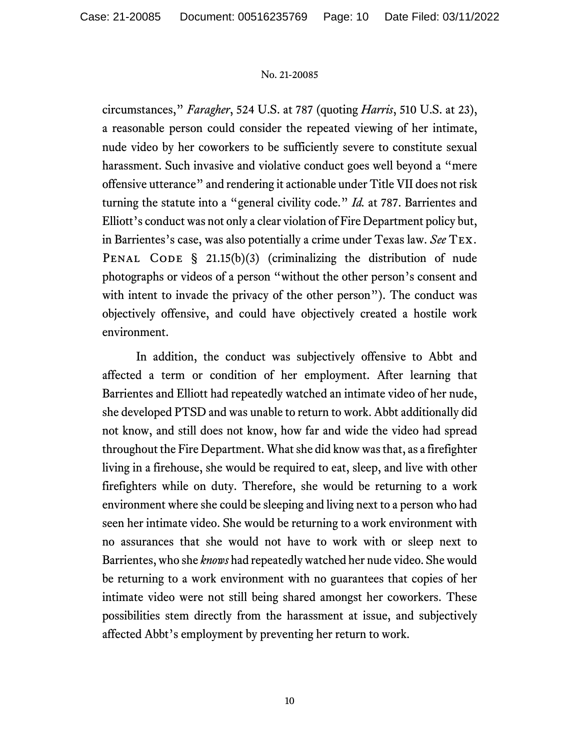circumstances," *Faragher*, 524 U.S. at 787 (quoting *Harris*, 510 U.S. at 23), a reasonable person could consider the repeated viewing of her intimate, nude video by her coworkers to be sufficiently severe to constitute sexual harassment. Such invasive and violative conduct goes well beyond a "mere offensive utterance" and rendering it actionable under Title VII does not risk turning the statute into a "general civility code." *Id.* at 787. Barrientes and Elliott's conduct was not only a clear violation of Fire Department policy but, in Barrientes's case, was also potentially a crime under Texas law. *See* Tex. Penal Code § 21.15(b)(3) (criminalizing the distribution of nude photographs or videos of a person "without the other person's consent and with intent to invade the privacy of the other person"). The conduct was objectively offensive, and could have objectively created a hostile work environment.

In addition, the conduct was subjectively offensive to Abbt and affected a term or condition of her employment. After learning that Barrientes and Elliott had repeatedly watched an intimate video of her nude, she developed PTSD and was unable to return to work. Abbt additionally did not know, and still does not know, how far and wide the video had spread throughout the Fire Department. What she did know was that, as a firefighter living in a firehouse, she would be required to eat, sleep, and live with other firefighters while on duty. Therefore, she would be returning to a work environment where she could be sleeping and living next to a person who had seen her intimate video. She would be returning to a work environment with no assurances that she would not have to work with or sleep next to Barrientes, who she *knows* had repeatedly watched her nude video. She would be returning to a work environment with no guarantees that copies of her intimate video were not still being shared amongst her coworkers. These possibilities stem directly from the harassment at issue, and subjectively affected Abbt's employment by preventing her return to work.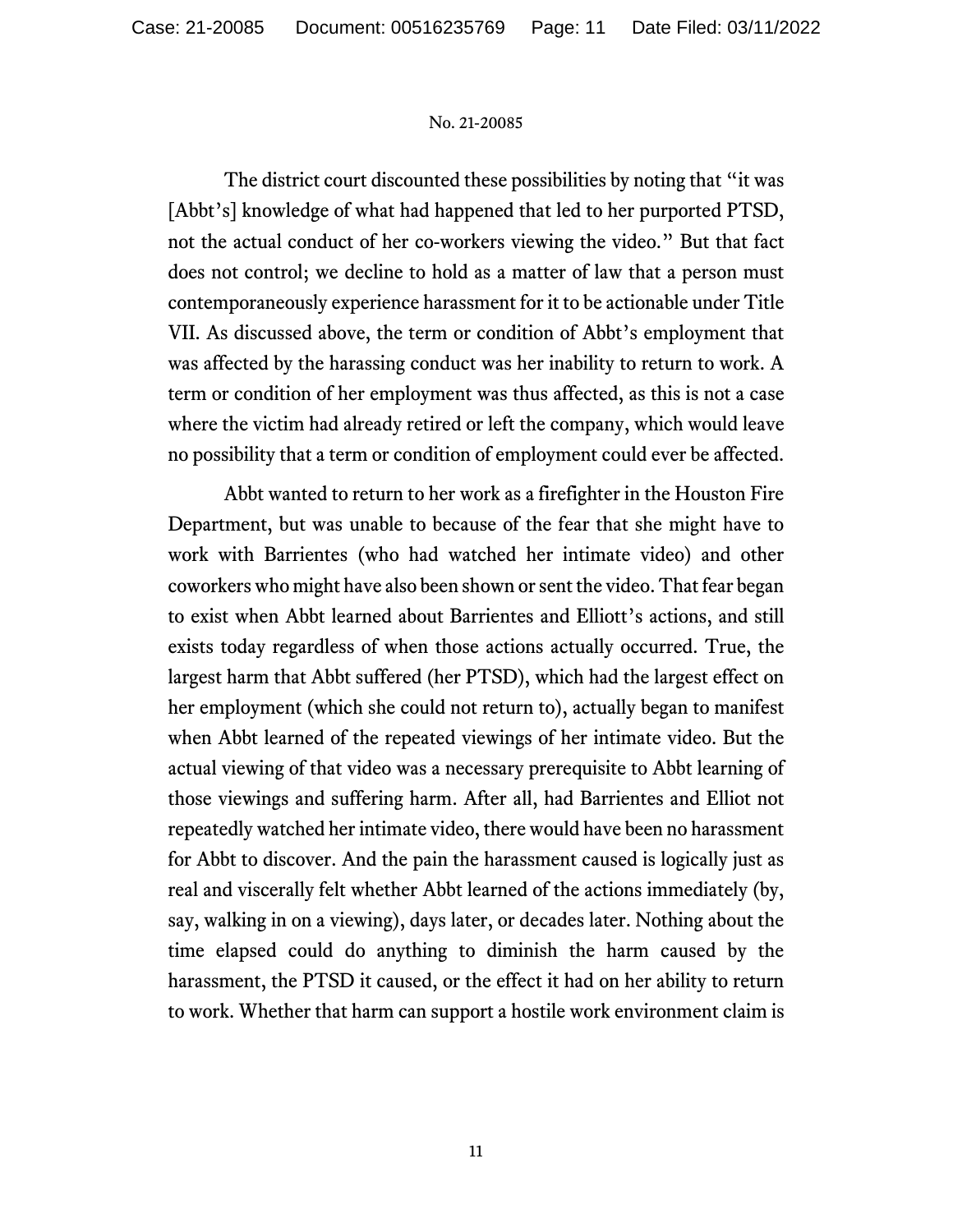The district court discounted these possibilities by noting that "it was [Abbt's] knowledge of what had happened that led to her purported PTSD, not the actual conduct of her co-workers viewing the video." But that fact does not control; we decline to hold as a matter of law that a person must contemporaneously experience harassment for it to be actionable under Title VII. As discussed above, the term or condition of Abbt's employment that was affected by the harassing conduct was her inability to return to work. A term or condition of her employment was thus affected, as this is not a case where the victim had already retired or left the company, which would leave no possibility that a term or condition of employment could ever be affected.

Abbt wanted to return to her work as a firefighter in the Houston Fire Department, but was unable to because of the fear that she might have to work with Barrientes (who had watched her intimate video) and other coworkers who might have also been shown or sent the video. That fear began to exist when Abbt learned about Barrientes and Elliott's actions, and still exists today regardless of when those actions actually occurred. True, the largest harm that Abbt suffered (her PTSD), which had the largest effect on her employment (which she could not return to), actually began to manifest when Abbt learned of the repeated viewings of her intimate video. But the actual viewing of that video was a necessary prerequisite to Abbt learning of those viewings and suffering harm. After all, had Barrientes and Elliot not repeatedly watched her intimate video, there would have been no harassment for Abbt to discover. And the pain the harassment caused is logically just as real and viscerally felt whether Abbt learned of the actions immediately (by, say, walking in on a viewing), days later, or decades later. Nothing about the time elapsed could do anything to diminish the harm caused by the harassment, the PTSD it caused, or the effect it had on her ability to return to work. Whether that harm can support a hostile work environment claim is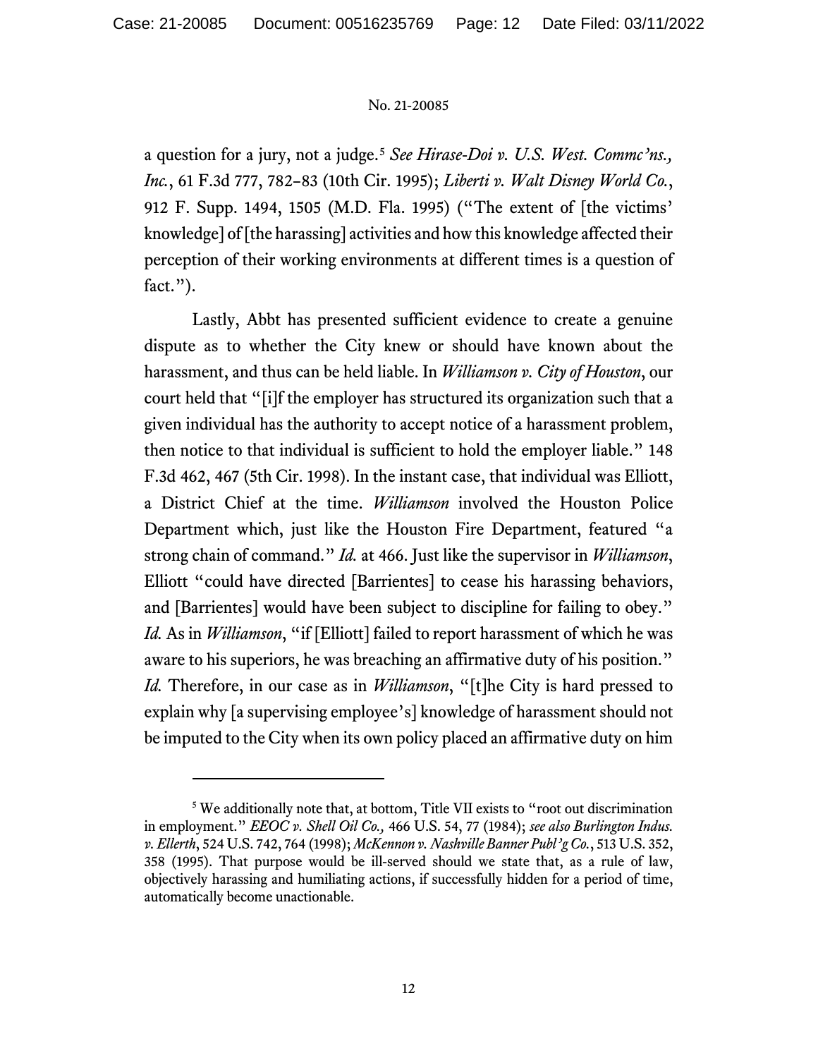a question for a jury, not a judge.[5] *See Hirase-Doi v. U.S. West. Commc'ns., Inc.*, 61 F.3d 777, 782–83 (10th Cir. 1995); *Liberti v. Walt Disney World Co.*, 912 F. Supp. 1494, 1505 (M.D. Fla. 1995) ("The extent of [the victims' knowledge] of [the harassing] activities and how this knowledge affected their perception of their working environments at different times is a question of fact.").

Lastly, Abbt has presented sufficient evidence to create a genuine dispute as to whether the City knew or should have known about the harassment, and thus can be held liable. In *Williamson v. City of Houston*, our court held that "[i]f the employer has structured its organization such that a given individual has the authority to accept notice of a harassment problem, then notice to that individual is sufficient to hold the employer liable." 148 F.3d 462, 467 (5th Cir. 1998). In the instant case, that individual was Elliott, a District Chief at the time. *Williamson* involved the Houston Police Department which, just like the Houston Fire Department, featured "a strong chain of command." *Id.* at 466. Just like the supervisor in *Williamson*, Elliott "could have directed [Barrientes] to cease his harassing behaviors, and [Barrientes] would have been subject to discipline for failing to obey." *Id.* As in *Williamson*, "if [Elliott] failed to report harassment of which he was aware to his superiors, he was breaching an affirmative duty of his position." *Id.* Therefore, in our case as in *Williamson*, "[t]he City is hard pressed to explain why [a supervising employee's] knowledge of harassment should not be imputed to the City when its own policy placed an affirmative duty on him

---

[5] We additionally note that, at bottom, Title VII exists to "root out discrimination in employment." *EEOC v. Shell Oil Co.,* 466 U.S. 54, 77 (1984); *see also Burlington Indus. v. Ellerth*, 524 U.S. 742, 764 (1998); *McKennon v. Nashville Banner Publ'g Co.*, 513 U.S. 352, 358 (1995). That purpose would be ill-served should we state that, as a rule of law, objectively harassing and humiliating actions, if successfully hidden for a period of time, automatically become unactionable.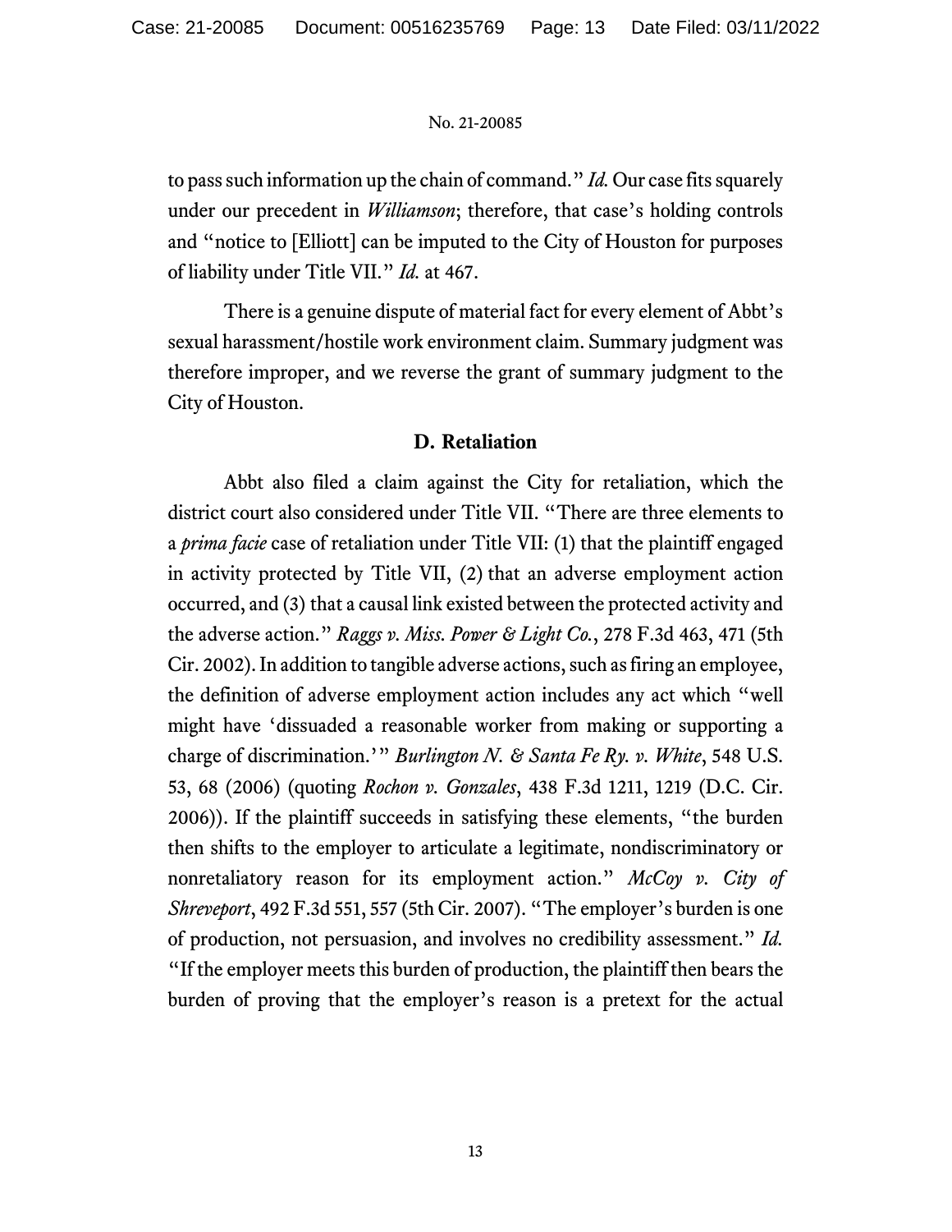to pass such information up the chain of command." *Id.* Our case fits squarely under our precedent in *Williamson*; therefore, that case's holding controls and "notice to [Elliott] can be imputed to the City of Houston for purposes of liability under Title VII." *Id.* at 467.

There is a genuine dispute of material fact for every element of Abbt's sexual harassment/hostile work environment claim. Summary judgment was therefore improper, and we reverse the grant of summary judgment to the City of Houston.

### D. Retaliation

Abbt also filed a claim against the City for retaliation, which the district court also considered under Title VII. "There are three elements to a *prima facie* case of retaliation under Title VII: (1) that the plaintiff engaged in activity protected by Title VII, (2) that an adverse employment action occurred, and (3) that a causal link existed between the protected activity and the adverse action." *Raggs v. Miss. Power & Light Co.*, 278 F.3d 463, 471 (5th Cir. 2002). In addition to tangible adverse actions, such as firing an employee, the definition of adverse employment action includes any act which "well might have 'dissuaded a reasonable worker from making or supporting a charge of discrimination.'" *Burlington N. & Santa Fe Ry. v. White*, 548 U.S. 53, 68 (2006) (quoting *Rochon v. Gonzales*, 438 F.3d 1211, 1219 (D.C. Cir. 2006)). If the plaintiff succeeds in satisfying these elements, "the burden then shifts to the employer to articulate a legitimate, nondiscriminatory or nonretaliatory reason for its employment action." *McCoy v. City of Shreveport*, 492 F.3d 551, 557 (5th Cir. 2007). "The employer's burden is one of production, not persuasion, and involves no credibility assessment." *Id.* "If the employer meets this burden of production, the plaintiff then bears the burden of proving that the employer's reason is a pretext for the actual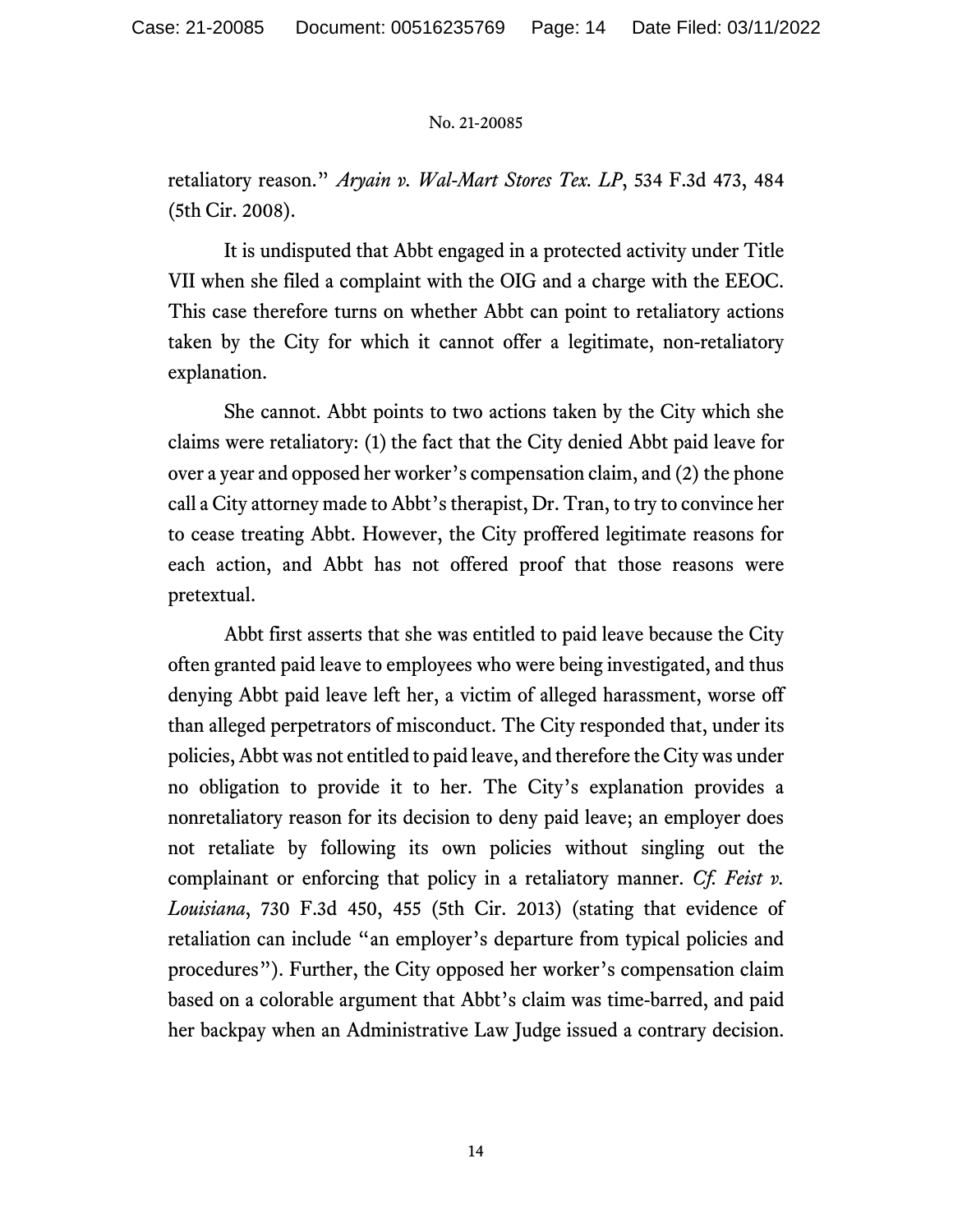retaliatory reason." *Aryain v. Wal-Mart Stores Tex. LP*, 534 F.3d 473, 484 (5th Cir. 2008).

It is undisputed that Abbt engaged in a protected activity under Title VII when she filed a complaint with the OIG and a charge with the EEOC. This case therefore turns on whether Abbt can point to retaliatory actions taken by the City for which it cannot offer a legitimate, non-retaliatory explanation.

She cannot. Abbt points to two actions taken by the City which she claims were retaliatory: (1) the fact that the City denied Abbt paid leave for over a year and opposed her worker's compensation claim, and (2) the phone call a City attorney made to Abbt's therapist, Dr. Tran, to try to convince her to cease treating Abbt. However, the City proffered legitimate reasons for each action, and Abbt has not offered proof that those reasons were pretextual.

Abbt first asserts that she was entitled to paid leave because the City often granted paid leave to employees who were being investigated, and thus denying Abbt paid leave left her, a victim of alleged harassment, worse off than alleged perpetrators of misconduct. The City responded that, under its policies, Abbt was not entitled to paid leave, and therefore the City was under no obligation to provide it to her. The City's explanation provides a nonretaliatory reason for its decision to deny paid leave; an employer does not retaliate by following its own policies without singling out the complainant or enforcing that policy in a retaliatory manner. *Cf. Feist v. Louisiana*, 730 F.3d 450, 455 (5th Cir. 2013) (stating that evidence of retaliation can include "an employer's departure from typical policies and procedures"). Further, the City opposed her worker's compensation claim based on a colorable argument that Abbt's claim was time-barred, and paid her backpay when an Administrative Law Judge issued a contrary decision.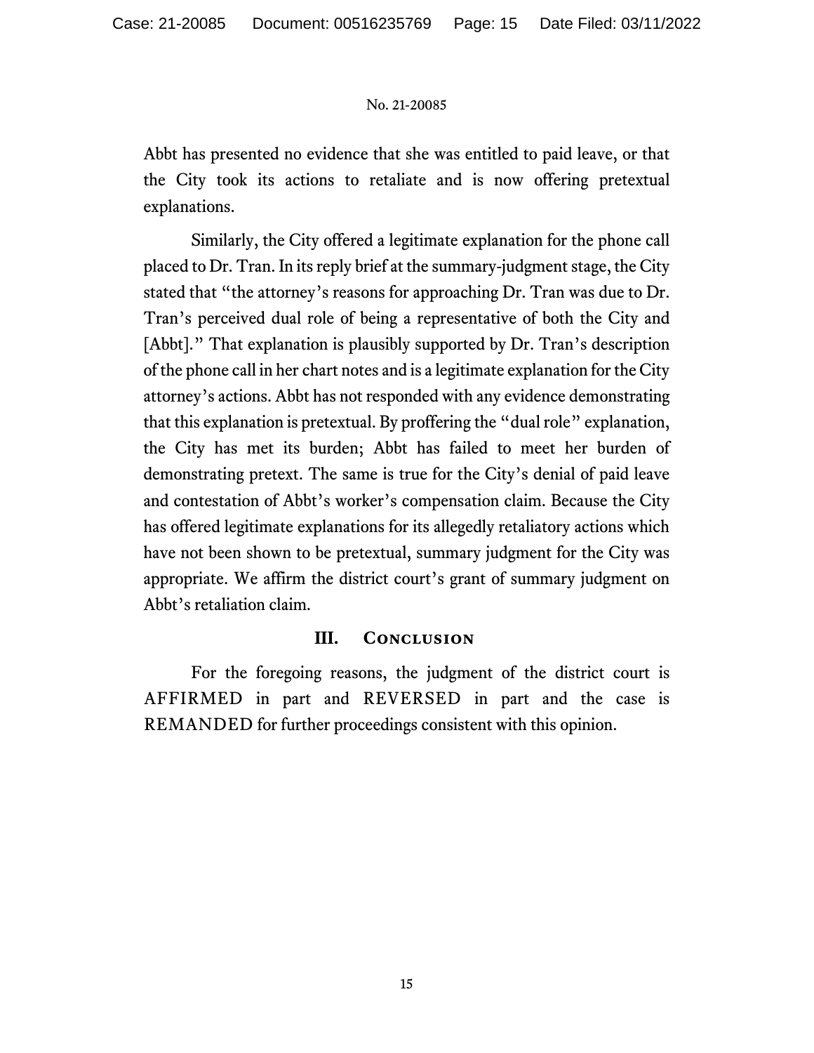Abbt has presented no evidence that she was entitled to paid leave, or that the City took its actions to retaliate and is now offering pretextual explanations.

Similarly, the City offered a legitimate explanation for the phone call placed to Dr. Tran. In its reply brief at the summary-judgment stage, the City stated that "the attorney's reasons for approaching Dr. Tran was due to Dr. Tran's perceived dual role of being a representative of both the City and [Abbt]." That explanation is plausibly supported by Dr. Tran's description of the phone call in her chart notes and is a legitimate explanation for the City attorney's actions. Abbt has not responded with any evidence demonstrating that this explanation is pretextual. By proffering the "dual role" explanation, the City has met its burden; Abbt has failed to meet her burden of demonstrating pretext. The same is true for the City's denial of paid leave and contestation of Abbt's worker's compensation claim. Because the City has offered legitimate explanations for its allegedly retaliatory actions which have not been shown to be pretextual, summary judgment for the City was appropriate. We affirm the district court's grant of summary judgment on Abbt's retaliation claim.

## III. Conclusion

For the foregoing reasons, the judgment of the district court is AFFIRMED in part and REVERSED in part and the case is REMANDED for further proceedings consistent with this opinion.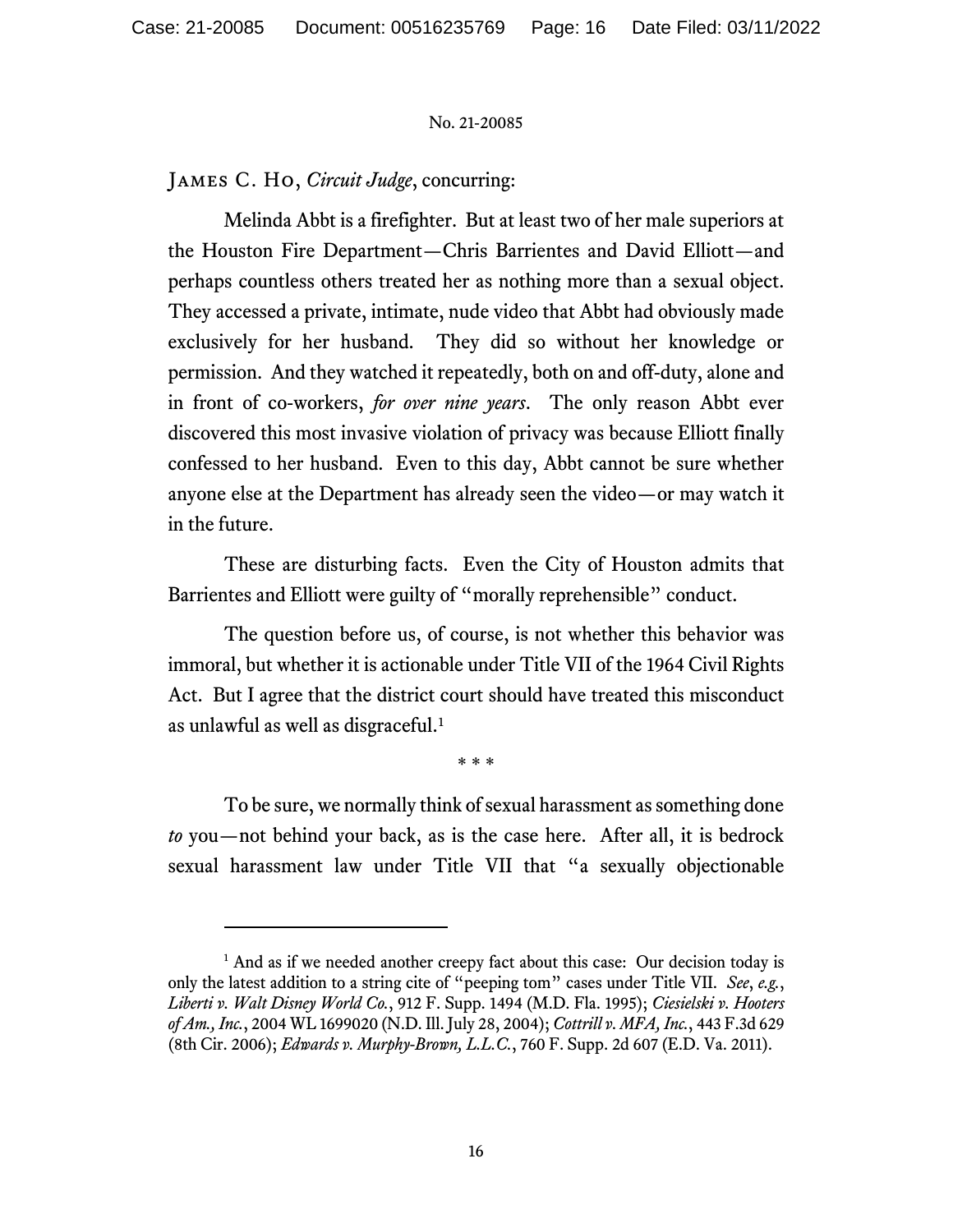James C. Ho, *Circuit Judge*, concurring:

Melinda Abbt is a firefighter. But at least two of her male superiors at the Houston Fire Department—Chris Barrientes and David Elliott—and perhaps countless others treated her as nothing more than a sexual object. They accessed a private, intimate, nude video that Abbt had obviously made exclusively for her husband. They did so without her knowledge or permission. And they watched it repeatedly, both on and off-duty, alone and in front of co-workers, *for over nine years*. The only reason Abbt ever discovered this most invasive violation of privacy was because Elliott finally confessed to her husband. Even to this day, Abbt cannot be sure whether anyone else at the Department has already seen the video—or may watch it in the future.

These are disturbing facts. Even the City of Houston admits that Barrientes and Elliott were guilty of "morally reprehensible" conduct.

The question before us, of course, is not whether this behavior was immoral, but whether it is actionable under Title VII of the 1964 Civil Rights Act. But I agree that the district court should have treated this misconduct as unlawful as well as disgraceful.[1]

\* \* \*

To be sure, we normally think of sexual harassment as something done *to* you—not behind your back, as is the case here. After all, it is bedrock sexual harassment law under Title VII that "a sexually objectionable

[1] And as if we needed another creepy fact about this case: Our decision today is only the latest addition to a string cite of "peeping tom" cases under Title VII. *See*, *e.g.*, *Liberti v. Walt Disney World Co.*, 912 F. Supp. 1494 (M.D. Fla. 1995); *Ciesielski v. Hooters of Am., Inc.*, 2004 WL 1699020 (N.D. Ill. July 28, 2004); *Cottrill v. MFA, Inc.*, 443 F.3d 629 (8th Cir. 2006); *Edwards v. Murphy-Brown, L.L.C.*, 760 F. Supp. 2d 607 (E.D. Va. 2011).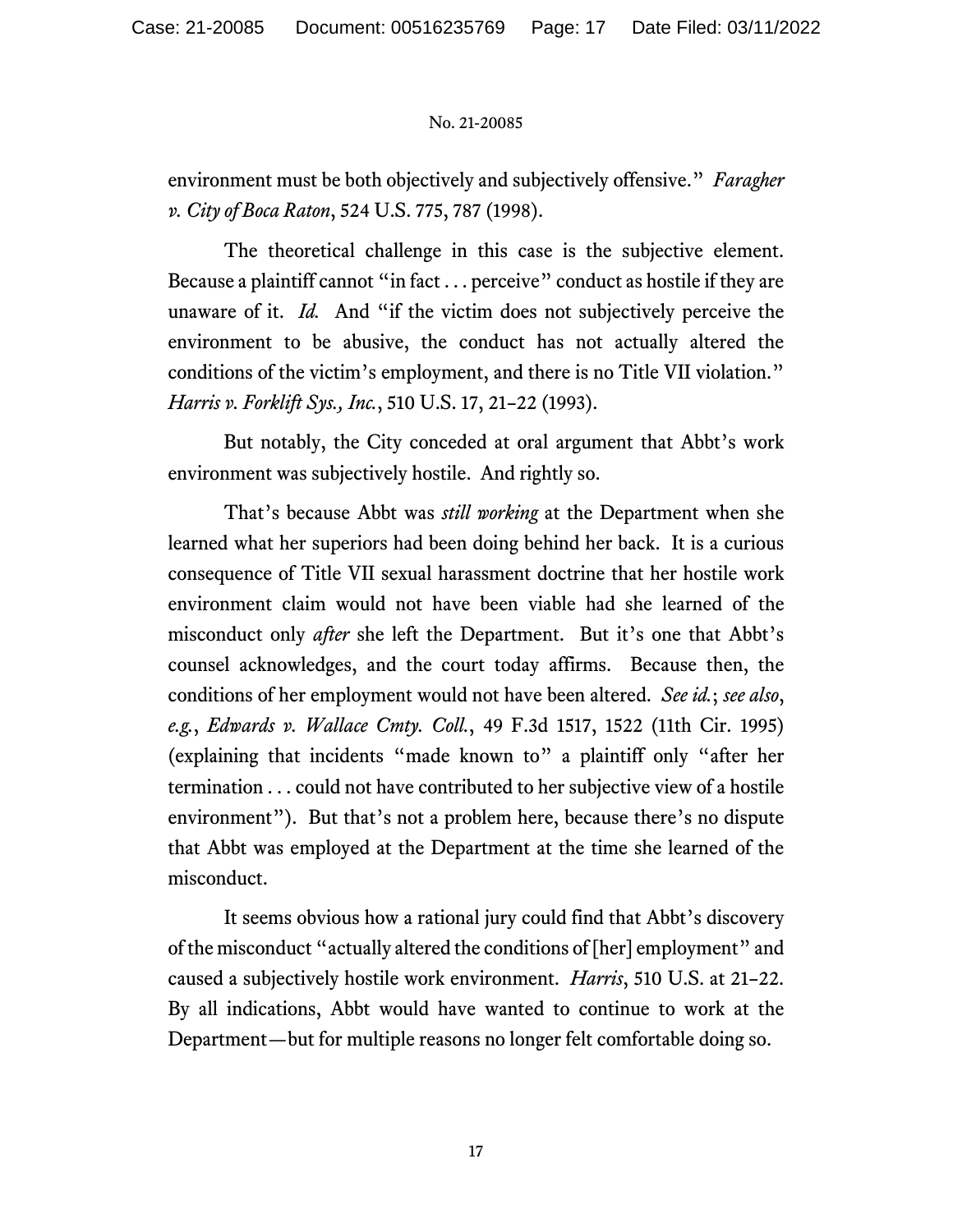environment must be both objectively and subjectively offensive." *Faragher v. City of Boca Raton*, 524 U.S. 775, 787 (1998).

The theoretical challenge in this case is the subjective element. Because a plaintiff cannot "in fact . . . perceive" conduct as hostile if they are unaware of it. *Id.* And "if the victim does not subjectively perceive the environment to be abusive, the conduct has not actually altered the conditions of the victim's employment, and there is no Title VII violation." *Harris v. Forklift Sys., Inc.*, 510 U.S. 17, 21–22 (1993).

But notably, the City conceded at oral argument that Abbt's work environment was subjectively hostile. And rightly so.

That's because Abbt was *still working* at the Department when she learned what her superiors had been doing behind her back. It is a curious consequence of Title VII sexual harassment doctrine that her hostile work environment claim would not have been viable had she learned of the misconduct only *after* she left the Department. But it's one that Abbt's counsel acknowledges, and the court today affirms. Because then, the conditions of her employment would not have been altered. *See id.*; *see also*, *e.g.*, *Edwards v. Wallace Cmty. Coll.*, 49 F.3d 1517, 1522 (11th Cir. 1995) (explaining that incidents "made known to" a plaintiff only "after her termination . . . could not have contributed to her subjective view of a hostile environment"). But that's not a problem here, because there's no dispute that Abbt was employed at the Department at the time she learned of the misconduct.

It seems obvious how a rational jury could find that Abbt's discovery of the misconduct "actually altered the conditions of [her] employment" and caused a subjectively hostile work environment. *Harris*, 510 U.S. at 21–22. By all indications, Abbt would have wanted to continue to work at the Department—but for multiple reasons no longer felt comfortable doing so.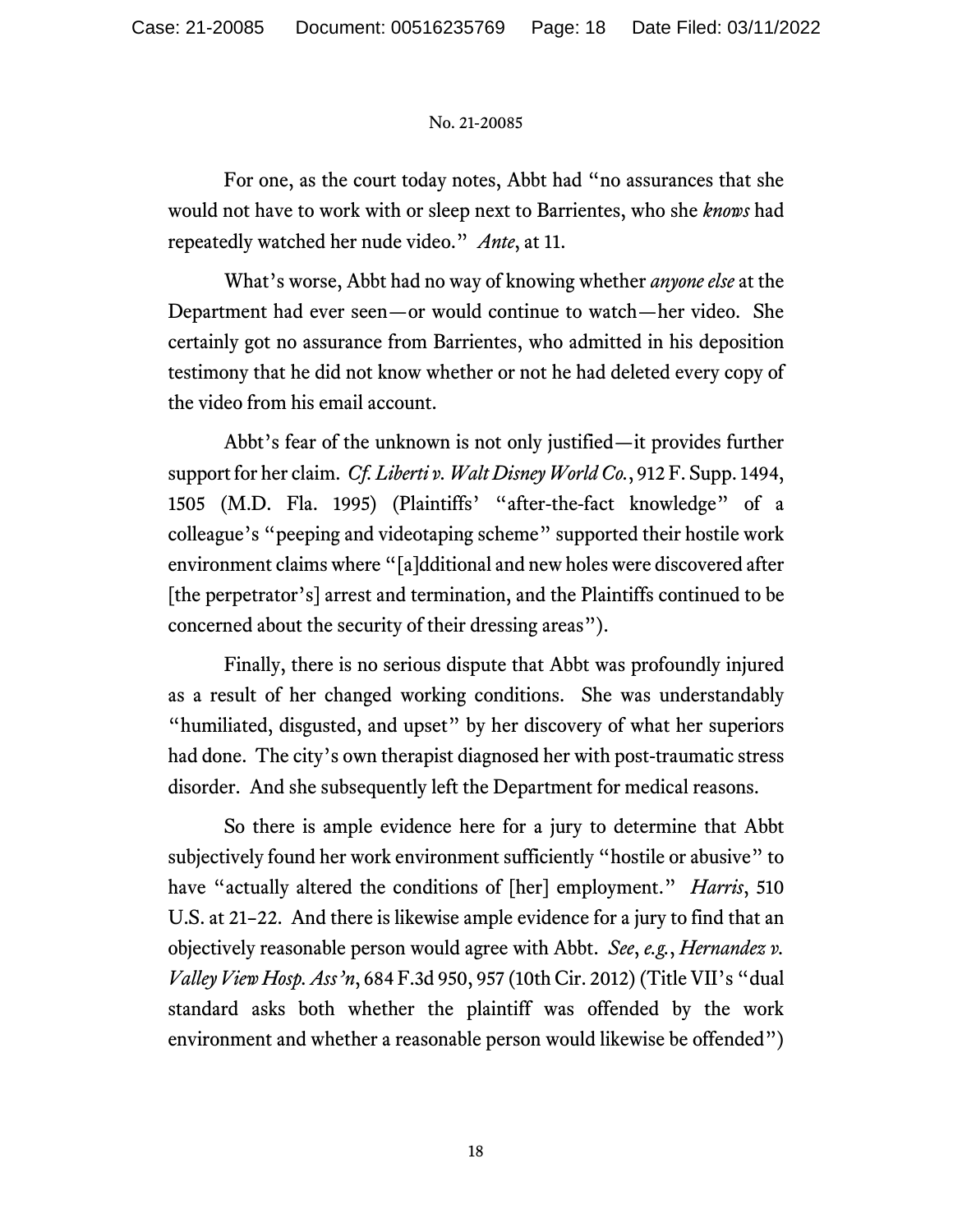For one, as the court today notes, Abbt had "no assurances that she would not have to work with or sleep next to Barrientes, who she *knows* had repeatedly watched her nude video." *Ante*, at 11.

What's worse, Abbt had no way of knowing whether *anyone else* at the Department had ever seen—or would continue to watch—her video. She certainly got no assurance from Barrientes, who admitted in his deposition testimony that he did not know whether or not he had deleted every copy of the video from his email account.

Abbt's fear of the unknown is not only justified—it provides further support for her claim. *Cf. Liberti v. Walt Disney World Co.*, 912 F. Supp. 1494, 1505 (M.D. Fla. 1995) (Plaintiffs' "after-the-fact knowledge" of a colleague's "peeping and videotaping scheme" supported their hostile work environment claims where "[a]dditional and new holes were discovered after [the perpetrator's] arrest and termination, and the Plaintiffs continued to be concerned about the security of their dressing areas").

Finally, there is no serious dispute that Abbt was profoundly injured as a result of her changed working conditions. She was understandably "humiliated, disgusted, and upset" by her discovery of what her superiors had done. The city's own therapist diagnosed her with post-traumatic stress disorder. And she subsequently left the Department for medical reasons.

So there is ample evidence here for a jury to determine that Abbt subjectively found her work environment sufficiently "hostile or abusive" to have "actually altered the conditions of [her] employment." *Harris*, 510 U.S. at 21–22. And there is likewise ample evidence for a jury to find that an objectively reasonable person would agree with Abbt. *See*, *e.g.*, *Hernandez v. Valley View Hosp. Ass'n*, 684 F.3d 950, 957 (10th Cir. 2012) (Title VII's "dual standard asks both whether the plaintiff was offended by the work environment and whether a reasonable person would likewise be offended")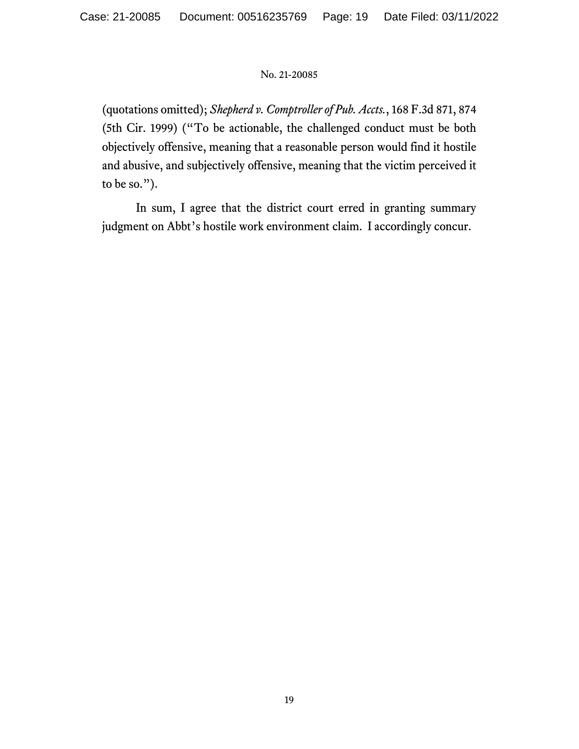(quotations omitted); *Shepherd v. Comptroller of Pub. Accts.*, 168 F.3d 871, 874 (5th Cir. 1999) ("To be actionable, the challenged conduct must be both objectively offensive, meaning that a reasonable person would find it hostile and abusive, and subjectively offensive, meaning that the victim perceived it to be so.").

In sum, I agree that the district court erred in granting summary judgment on Abbt's hostile work environment claim. I accordingly concur.